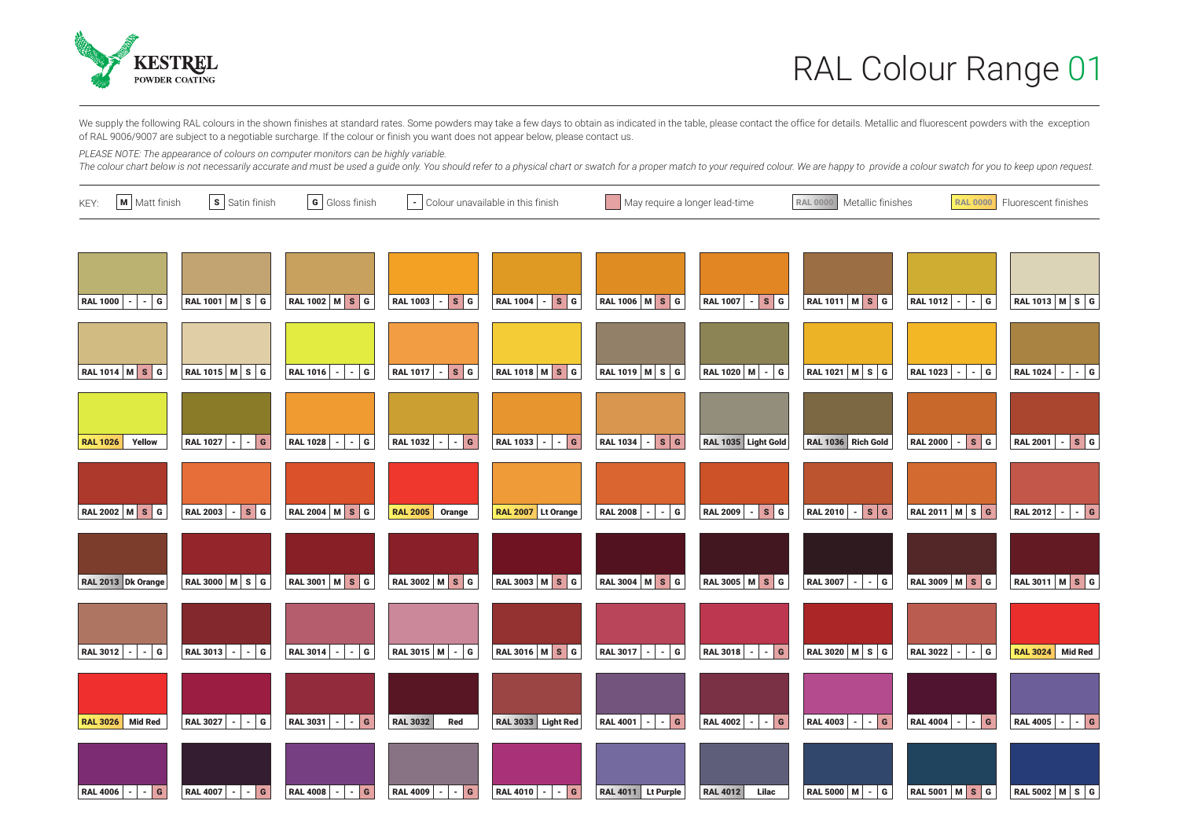KESTREL
POWDER COATING

# RAL Colour Range 01

We supply the following RAL colours in the shown finishes at standard rates. Some powders may take a few days to obtain as indicated in the table, please contact the office for details. Metallic and fluorescent powders with the exception of RAL 9006/9007 are subject to a negotiable surcharge. If the colour or finish you want does not appear below, please contact us.

*PLEASE NOTE: The appearance of colours on computer monitors can be highly variable.*
*The colour chart below is not necessarily accurate and must be used a guide only. You should refer to a physical chart or swatch for a proper match to your required colour. We are happy to provide a colour swatch for you to keep upon request.*

KEY: **M** Matt finish | **S** Satin finish | **G** Gloss finish | **-** Colour unavailable in this finish | May require a longer lead-time | RAL 0000 Metallic finishes | RAL 0000 Fluorescent finishes

| Colour | Matt | Satin | Gloss |
|---|---|---|---|
| RAL 1000 | - | - | G |
| RAL 1001 | M | S | G |
| RAL 1002 | M | S | G |
| RAL 1003 | - | S | G |
| RAL 1004 | - | S | G |
| RAL 1006 | M | S | G |
| RAL 1007 | - | S | G |
| RAL 1011 | M | S | G |
| RAL 1012 | - | - | G |
| RAL 1013 | M | S | G |
| RAL 1014 | M | S | G |
| RAL 1015 | M | S | G |
| RAL 1016 | - | - | G |
| RAL 1017 | - | S | G |
| RAL 1018 | M | S | G |
| RAL 1019 | M | S | G |
| RAL 1020 | M | - | G |
| RAL 1021 | M | S | G |
| RAL 1023 | - | - | G |
| RAL 1024 | - | - | G |
| RAL 1026 Yellow | | | |
| RAL 1027 | - | - | G |
| RAL 1028 | - | - | G |
| RAL 1032 | - | - | G |
| RAL 1033 | - | - | G |
| RAL 1034 | - | S | G |
| RAL 1035 Light Gold | | | |
| RAL 1036 Rich Gold | | | |
| RAL 2000 | - | S | G |
| RAL 2001 | - | S | G |
| RAL 2002 | M | S | G |
| RAL 2003 | - | S | G |
| RAL 2004 | M | S | G |
| RAL 2005 Orange | | | |
| RAL 2007 Lt Orange | | | |
| RAL 2008 | - | - | G |
| RAL 2009 | - | S | G |
| RAL 2010 | - | S | G |
| RAL 2011 | M | S | G |
| RAL 2012 | - | - | G |
| RAL 2013 Dk Orange | | | |
| RAL 3000 | M | S | G |
| RAL 3001 | M | S | G |
| RAL 3002 | M | S | G |
| RAL 3003 | M | S | G |
| RAL 3004 | M | S | G |
| RAL 3005 | M | S | G |
| RAL 3007 | - | - | G |
| RAL 3009 | M | S | G |
| RAL 3011 | M | S | G |
| RAL 3012 | - | - | G |
| RAL 3013 | - | - | G |
| RAL 3014 | - | - | G |
| RAL 3015 | M | - | G |
| RAL 3016 | M | S | G |
| RAL 3017 | - | - | G |
| RAL 3018 | - | - | G |
| RAL 3020 | M | S | G |
| RAL 3022 | - | - | G |
| RAL 3024 Mid Red | | | |
| RAL 3026 Mid Red | | | |
| RAL 3027 | - | - | G |
| RAL 3031 | - | - | G |
| RAL 3032 Red | | | |
| RAL 3033 Light Red | | | |
| RAL 4001 | - | - | G |
| RAL 4002 | - | - | G |
| RAL 4003 | - | - | G |
| RAL 4004 | - | - | G |
| RAL 4005 | - | - | G |
| RAL 4006 | - | - | G |
| RAL 4007 | - | - | G |
| RAL 4008 | - | - | G |
| RAL 4009 | - | - | G |
| RAL 4010 | - | - | G |
| RAL 4011 Lt Purple | | | |
| RAL 4012 Lilac | | | |
| RAL 5000 | M | - | G |
| RAL 5001 | M | S | G |
| RAL 5002 | M | S | G |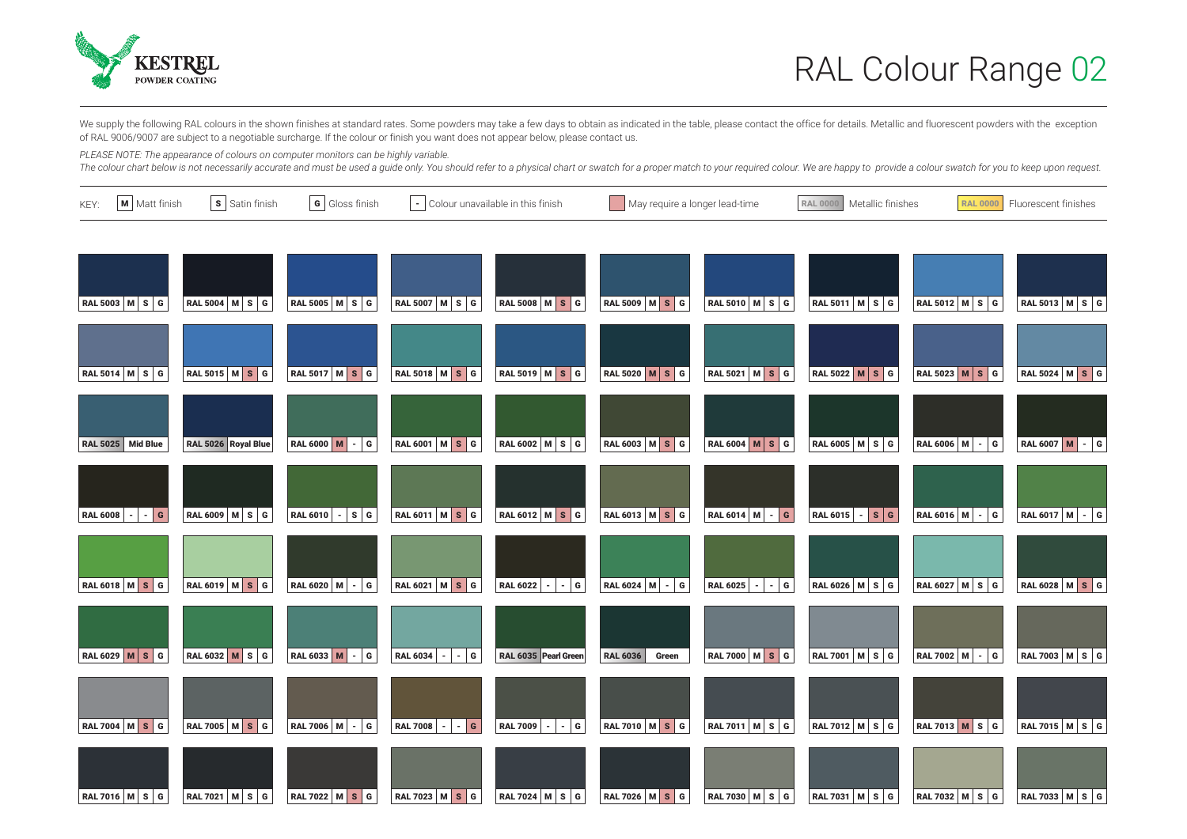# RAL Colour Range 02

We supply the following RAL colours in the shown finishes at standard rates. Some powders may take a few days to obtain as indicated in the table, please contact the office for details. Metallic and fluorescent powders with the exception of RAL 9006/9007 are subject to a negotiable surcharge. If the colour or finish you want does not appear below, please contact us.

*PLEASE NOTE: The appearance of colours on computer monitors can be highly variable.*

*The colour chart below is not necessarily accurate and must be used a guide only. You should refer to a physical chart or swatch for a proper match to your required colour. We are happy to provide a colour swatch for you to keep upon request.*

KEY: **M** Matt finish | **S** Satin finish | **G** Gloss finish | **-** Colour unavailable in this finish | May require a longer lead-time | RAL 0000 Metallic finishes | RAL 0000 Fluorescent finishes

| Colour | Matt | Satin | Gloss |
|---|---|---|---|
| RAL 5003 | M | S | G |
| RAL 5004 | M | S | G |
| RAL 5005 | M | S | G |
| RAL 5007 | M | S | G |
| RAL 5008 | M | S (longer lead-time) | G |
| RAL 5009 | M | S (longer lead-time) | G |
| RAL 5010 | M | S | G |
| RAL 5011 | M | S | G |
| RAL 5012 | M | S | G |
| RAL 5013 | M | S | G |
| RAL 5014 | M | S | G |
| RAL 5015 | M | S (longer lead-time) | G |
| RAL 5017 | M | S (longer lead-time) | G |
| RAL 5018 | M | S (longer lead-time) | G |
| RAL 5019 | M | S (longer lead-time) | G |
| RAL 5020 | M (longer lead-time) | S (longer lead-time) | G |
| RAL 5021 | M | S (longer lead-time) | G |
| RAL 5022 | M (longer lead-time) | S (longer lead-time) | G |
| RAL 5023 | M (longer lead-time) | S (longer lead-time) | G |
| RAL 5024 | M | S (longer lead-time) | G |
| RAL 5025 (Metallic) | Mid Blue | | |
| RAL 5026 (Metallic) | Royal Blue | | |
| RAL 6000 | M (longer lead-time) | - | G |
| RAL 6001 | M | S (longer lead-time) | G |
| RAL 6002 | M | S | G |
| RAL 6003 | M | S (longer lead-time) | G |
| RAL 6004 | M (longer lead-time) | S (longer lead-time) | G |
| RAL 6005 | M | S | G |
| RAL 6006 | M | - | G |
| RAL 6007 | M (longer lead-time) | - | G |
| RAL 6008 | - | - | G (longer lead-time) |
| RAL 6009 | M | S | G |
| RAL 6010 | - | S | G |
| RAL 6011 | M | S (longer lead-time) | G |
| RAL 6012 | M | S (longer lead-time) | G |
| RAL 6013 | M | S (longer lead-time) | G |
| RAL 6014 | M | - | G (longer lead-time) |
| RAL 6015 | - | S (longer lead-time) | G (longer lead-time) |
| RAL 6016 | M | - | G |
| RAL 6017 | M | - | G |
| RAL 6018 | M | S (longer lead-time) | G |
| RAL 6019 | M | S (longer lead-time) | G |
| RAL 6020 | M | - | G |
| RAL 6021 | M | S (longer lead-time) | G |
| RAL 6022 | - | - | G |
| RAL 6024 | M | - | G |
| RAL 6025 | - | - | G |
| RAL 6026 | M | S | G |
| RAL 6027 | M | S | G |
| RAL 6028 | M | S (longer lead-time) | G |
| RAL 6029 | M (longer lead-time) | S (longer lead-time) | G |
| RAL 6032 | M (longer lead-time) | S | G |
| RAL 6033 | M (longer lead-time) | - | G |
| RAL 6034 | - | - | G |
| RAL 6035 (Metallic) | Pearl Green | | |
| RAL 6036 (Metallic) | Green | | |
| RAL 7000 | M | S (longer lead-time) | G |
| RAL 7001 | M | S | G |
| RAL 7002 | M | - | G |
| RAL 7003 | M | S | G |
| RAL 7004 | M | S (longer lead-time) | G |
| RAL 7005 | M | S (longer lead-time) | G |
| RAL 7006 | M | - | G |
| RAL 7008 | - | - | G (longer lead-time) |
| RAL 7009 | - | - | G |
| RAL 7010 | M | S (longer lead-time) | G |
| RAL 7011 | M | S | G |
| RAL 7012 | M | S | G |
| RAL 7013 | M (longer lead-time) | S | G |
| RAL 7015 | M | S | G |
| RAL 7016 | M | S | G |
| RAL 7021 | M | S | G |
| RAL 7022 | M | S (longer lead-time) | G |
| RAL 7023 | M | S (longer lead-time) | G |
| RAL 7024 | M | S | G |
| RAL 7026 | M | S (longer lead-time) | G |
| RAL 7030 | M | S | G |
| RAL 7031 | M | S | G |
| RAL 7032 | M | S | G |
| RAL 7033 | M | S | G |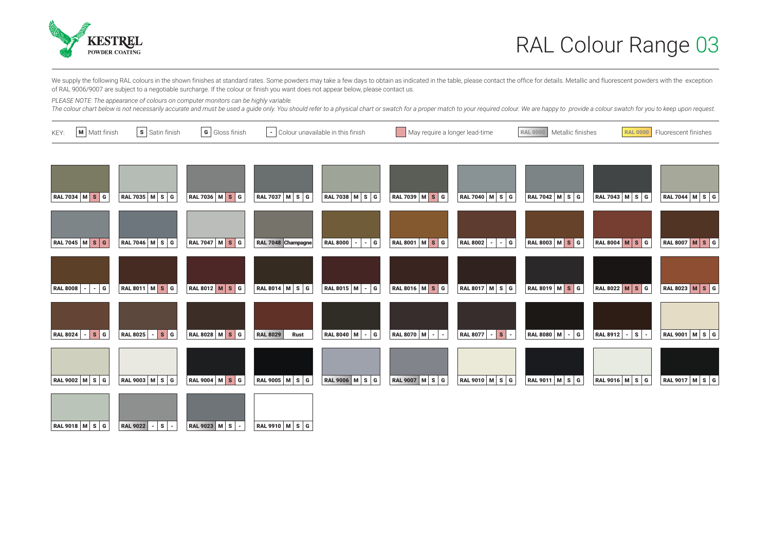# RAL Colour Range 03

KESTREL POWDER COATING

We supply the following RAL colours in the shown finishes at standard rates. Some powders may take a few days to obtain as indicated in the table, please contact the office for details. Metallic and fluorescent powders with the exception of RAL 9006/9007 are subject to a negotiable surcharge. If the colour or finish you want does not appear below, please contact us.

*PLEASE NOTE: The appearance of colours on computer monitors can be highly variable.*
*The colour chart below is not necessarily accurate and must be used a guide only. You should refer to a physical chart or swatch for a proper match to your required colour. We are happy to provide a colour swatch for you to keep upon request.*

KEY: **M** Matt finish | **S** Satin finish | **G** Gloss finish | **-** Colour unavailable in this finish | May require a longer lead-time | RAL 0000 Metallic finishes | RAL 0000 Fluorescent finishes

| Colour | Matt | Satin | Gloss |
|---|---|---|---|
| RAL 7034 | M | S | G |
| RAL 7035 | M | S | G |
| RAL 7036 | M | S | G |
| RAL 7037 | M | S | G |
| RAL 7038 | M | S | G |
| RAL 7039 | M | S | G |
| RAL 7040 | M | S | G |
| RAL 7042 | M | S | G |
| RAL 7043 | M | S | G |
| RAL 7044 | M | S | G |
| RAL 7045 | M | S | G |
| RAL 7046 | M | S | G |
| RAL 7047 | M | S | G |
| RAL 7048 | Champagne | | |
| RAL 8000 | - | - | G |
| RAL 8001 | M | S | G |
| RAL 8002 | - | - | G |
| RAL 8003 | M | S | G |
| RAL 8004 | M | S | G |
| RAL 8007 | M | S | G |
| RAL 8008 | - | - | G |
| RAL 8011 | M | S | G |
| RAL 8012 | M | S | G |
| RAL 8014 | M | S | G |
| RAL 8015 | M | - | G |
| RAL 8016 | M | S | G |
| RAL 8017 | M | S | G |
| RAL 8019 | M | S | G |
| RAL 8022 | M | S | G |
| RAL 8023 | M | S | G |
| RAL 8024 | - | S | G |
| RAL 8025 | - | S | G |
| RAL 8028 | M | S | G |
| RAL 8029 | Rust | | |
| RAL 8040 | M | - | G |
| RAL 8070 | M | - | - |
| RAL 8077 | - | S | - |
| RAL 8080 | M | - | G |
| RAL 8912 | - | S | - |
| RAL 9001 | M | S | G |
| RAL 9002 | M | S | G |
| RAL 9003 | M | S | G |
| RAL 9004 | M | S | G |
| RAL 9005 | M | S | G |
| RAL 9006 | M | S | G |
| RAL 9007 | M | S | G |
| RAL 9010 | M | S | G |
| RAL 9011 | M | S | G |
| RAL 9016 | M | S | G |
| RAL 9017 | M | S | G |
| RAL 9018 | M | S | G |
| RAL 9022 | - | S | - |
| RAL 9023 | M | S | - |
| RAL 9910 | M | S | G |